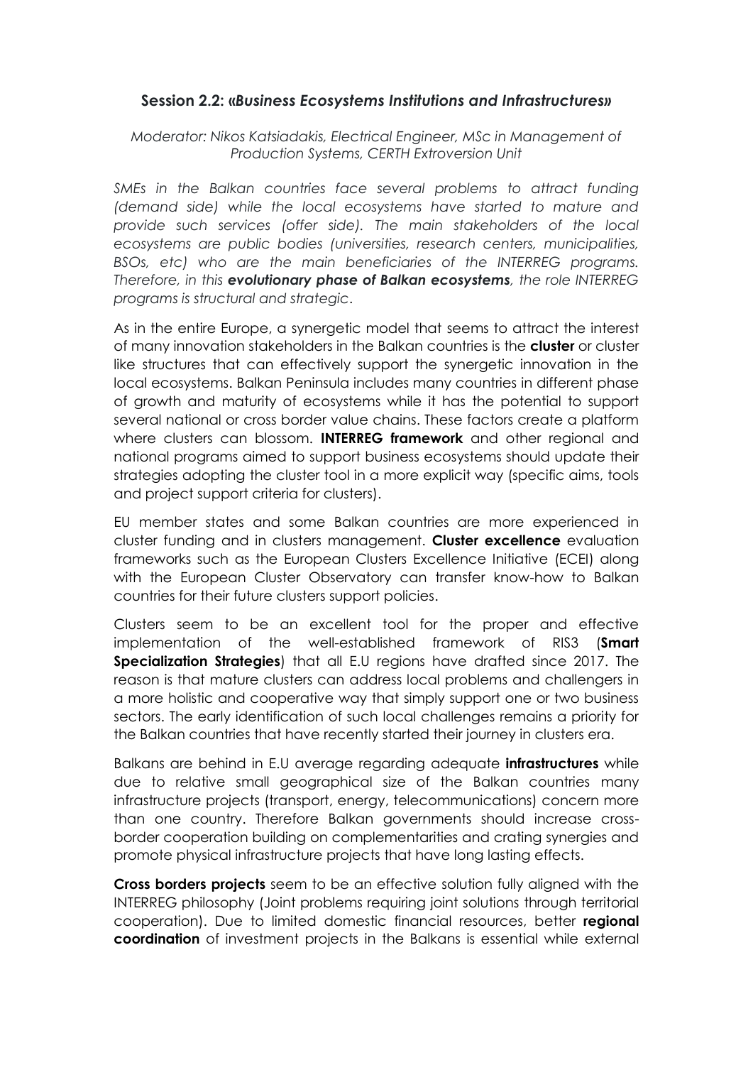## Session 2.2: «*Business Ecosystems Institutions and Infrastructures*»

*Moderator: Nikos Katsiadakis, Electrical Engineer, MSc in Management of Production Systems, CERTH Extroversion Unit*

*SMEs in the Balkan countries face several problems to attract funding (demand side) while the local ecosystems have started to mature and provide such services (offer side). The main stakeholders of the local ecosystems are public bodies (universities, research centers, municipalities, BSOs, etc) who are the main beneficiaries of the INTERREG programs. Therefore, in this **evolutionary phase of Balkan ecosystems**, the role INTERREG programs is structural and strategic.*

As in the entire Europe, a synergetic model that seems to attract the interest of many innovation stakeholders in the Balkan countries is the **cluster** or cluster like structures that can effectively support the synergetic innovation in the local ecosystems. Balkan Peninsula includes many countries in different phase of growth and maturity of ecosystems while it has the potential to support several national or cross border value chains. These factors create a platform where clusters can blossom. **INTERREG framework** and other regional and national programs aimed to support business ecosystems should update their strategies adopting the cluster tool in a more explicit way (specific aims, tools and project support criteria for clusters).

EU member states and some Balkan countries are more experienced in cluster funding and in clusters management. **Cluster excellence** evaluation frameworks such as the European Clusters Excellence Initiative (ECEI) along with the European Cluster Observatory can transfer know-how to Balkan countries for their future clusters support policies.

Clusters seem to be an excellent tool for the proper and effective implementation of the well-established framework of RIS3 (**Smart Specialization Strategies**) that all E.U regions have drafted since 2017. The reason is that mature clusters can address local problems and challengers in a more holistic and cooperative way that simply support one or two business sectors. The early identification of such local challenges remains a priority for the Balkan countries that have recently started their journey in clusters era.

Balkans are behind in E.U average regarding adequate **infrastructures** while due to relative small geographical size of the Balkan countries many infrastructure projects (transport, energy, telecommunications) concern more than one country. Therefore Balkan governments should increase cross-border cooperation building on complementarities and crating synergies and promote physical infrastructure projects that have long lasting effects.

**Cross borders projects** seem to be an effective solution fully aligned with the INTERREG philosophy (Joint problems requiring joint solutions through territorial cooperation). Due to limited domestic financial resources, better **regional coordination** of investment projects in the Balkans is essential while external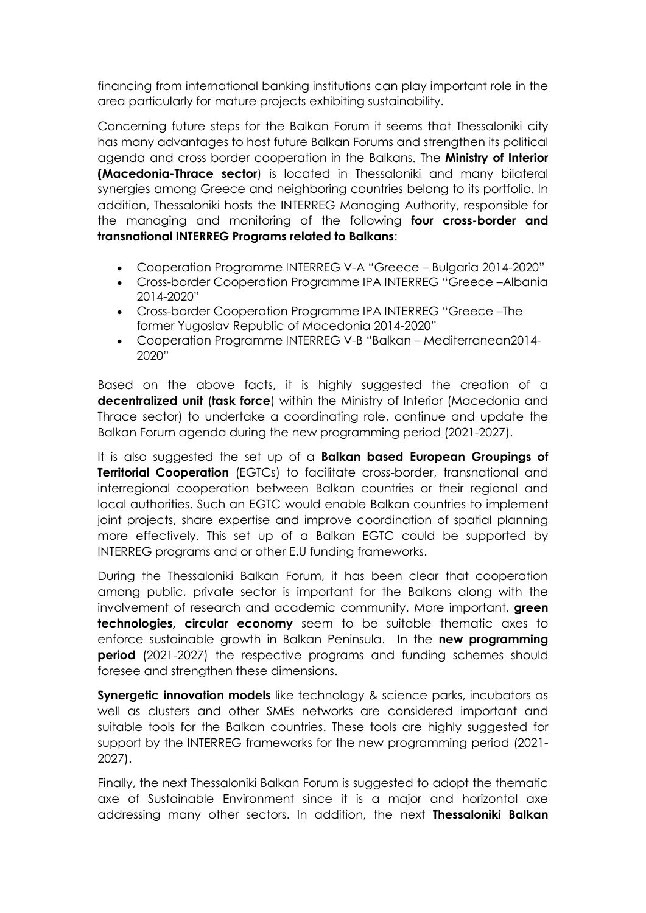financing from international banking institutions can play important role in the area particularly for mature projects exhibiting sustainability.

Concerning future steps for the Balkan Forum it seems that Thessaloniki city has many advantages to host future Balkan Forums and strengthen its political agenda and cross border cooperation in the Balkans. The **Ministry of Interior (Macedonia-Thrace sector**) is located in Thessaloniki and many bilateral synergies among Greece and neighboring countries belong to its portfolio. In addition, Thessaloniki hosts the INTERREG Managing Authority, responsible for the managing and monitoring of the following **four cross-border and transnational INTERREG Programs related to Balkans**:

- Cooperation Programme INTERREG V-A "Greece – Bulgaria 2014-2020"
- Cross-border Cooperation Programme IPA INTERREG "Greece –Albania 2014-2020"
- Cross-border Cooperation Programme IPA INTERREG "Greece –The former Yugoslav Republic of Macedonia 2014-2020"
- Cooperation Programme INTERREG V-B "Balkan – Mediterranean2014-2020"

Based on the above facts, it is highly suggested the creation of a **decentralized unit** (**task force**) within the Ministry of Interior (Macedonia and Thrace sector) to undertake a coordinating role, continue and update the Balkan Forum agenda during the new programming period (2021-2027).

It is also suggested the set up of a **Balkan based European Groupings of Territorial Cooperation** (EGTCs) to facilitate cross-border, transnational and interregional cooperation between Balkan countries or their regional and local authorities. Such an EGTC would enable Balkan countries to implement joint projects, share expertise and improve coordination of spatial planning more effectively. This set up of a Balkan EGTC could be supported by INTERREG programs and or other E.U funding frameworks.

During the Thessaloniki Balkan Forum, it has been clear that cooperation among public, private sector is important for the Balkans along with the involvement of research and academic community. More important, **green technologies, circular economy** seem to be suitable thematic axes to enforce sustainable growth in Balkan Peninsula. In the **new programming period** (2021-2027) the respective programs and funding schemes should foresee and strengthen these dimensions.

**Synergetic innovation models** like technology & science parks, incubators as well as clusters and other SMEs networks are considered important and suitable tools for the Balkan countries. These tools are highly suggested for support by the INTERREG frameworks for the new programming period (2021-2027).

Finally, the next Thessaloniki Balkan Forum is suggested to adopt the thematic axe of Sustainable Environment since it is a major and horizontal axe addressing many other sectors. In addition, the next **Thessaloniki Balkan**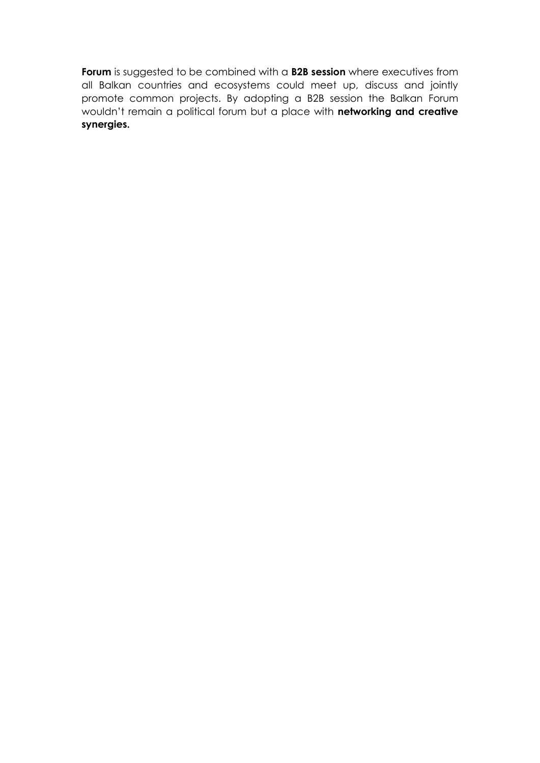**Forum** is suggested to be combined with a **B2B session** where executives from all Balkan countries and ecosystems could meet up, discuss and jointly promote common projects. By adopting a B2B session the Balkan Forum wouldn't remain a political forum but a place with **networking and creative synergies.**